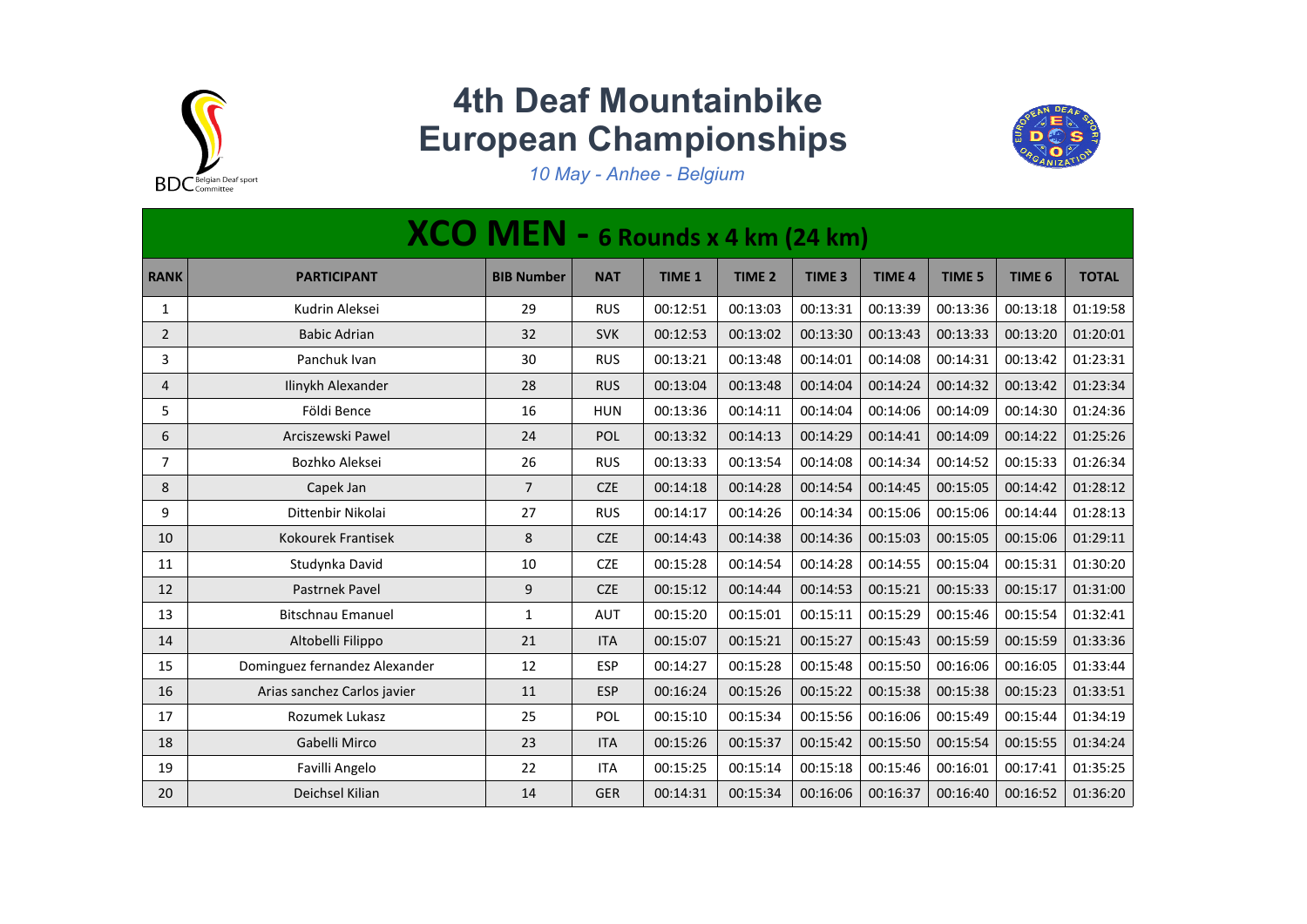# 4th Deaf Mountainbike European Championships

*10 May - Anhee - Belgium*

## XCO MEN - 6 Rounds x 4 km (24 km)

| RANK | PARTICIPANT | BIB Number | NAT | TIME 1 | TIME 2 | TIME 3 | TIME 4 | TIME 5 | TIME 6 | TOTAL |
|---|---|---|---|---|---|---|---|---|---|---|
| 1 | Kudrin Aleksei | 29 | RUS | 00:12:51 | 00:13:03 | 00:13:31 | 00:13:39 | 00:13:36 | 00:13:18 | 01:19:58 |
| 2 | Babic Adrian | 32 | SVK | 00:12:53 | 00:13:02 | 00:13:30 | 00:13:43 | 00:13:33 | 00:13:20 | 01:20:01 |
| 3 | Panchuk Ivan | 30 | RUS | 00:13:21 | 00:13:48 | 00:14:01 | 00:14:08 | 00:14:31 | 00:13:42 | 01:23:31 |
| 4 | Ilinykh Alexander | 28 | RUS | 00:13:04 | 00:13:48 | 00:14:04 | 00:14:24 | 00:14:32 | 00:13:42 | 01:23:34 |
| 5 | Földi Bence | 16 | HUN | 00:13:36 | 00:14:11 | 00:14:04 | 00:14:06 | 00:14:09 | 00:14:30 | 01:24:36 |
| 6 | Arciszewski Pawel | 24 | POL | 00:13:32 | 00:14:13 | 00:14:29 | 00:14:41 | 00:14:09 | 00:14:22 | 01:25:26 |
| 7 | Bozhko Aleksei | 26 | RUS | 00:13:33 | 00:13:54 | 00:14:08 | 00:14:34 | 00:14:52 | 00:15:33 | 01:26:34 |
| 8 | Capek Jan | 7 | CZE | 00:14:18 | 00:14:28 | 00:14:54 | 00:14:45 | 00:15:05 | 00:14:42 | 01:28:12 |
| 9 | Dittenbir Nikolai | 27 | RUS | 00:14:17 | 00:14:26 | 00:14:34 | 00:15:06 | 00:15:06 | 00:14:44 | 01:28:13 |
| 10 | Kokourek Frantisek | 8 | CZE | 00:14:43 | 00:14:38 | 00:14:36 | 00:15:03 | 00:15:05 | 00:15:06 | 01:29:11 |
| 11 | Studynka David | 10 | CZE | 00:15:28 | 00:14:54 | 00:14:28 | 00:14:55 | 00:15:04 | 00:15:31 | 01:30:20 |
| 12 | Pastrnek Pavel | 9 | CZE | 00:15:12 | 00:14:44 | 00:14:53 | 00:15:21 | 00:15:33 | 00:15:17 | 01:31:00 |
| 13 | Bitschnau Emanuel | 1 | AUT | 00:15:20 | 00:15:01 | 00:15:11 | 00:15:29 | 00:15:46 | 00:15:54 | 01:32:41 |
| 14 | Altobelli Filippo | 21 | ITA | 00:15:07 | 00:15:21 | 00:15:27 | 00:15:43 | 00:15:59 | 00:15:59 | 01:33:36 |
| 15 | Dominguez fernandez Alexander | 12 | ESP | 00:14:27 | 00:15:28 | 00:15:48 | 00:15:50 | 00:16:06 | 00:16:05 | 01:33:44 |
| 16 | Arias sanchez Carlos javier | 11 | ESP | 00:16:24 | 00:15:26 | 00:15:22 | 00:15:38 | 00:15:38 | 00:15:23 | 01:33:51 |
| 17 | Rozumek Lukasz | 25 | POL | 00:15:10 | 00:15:34 | 00:15:56 | 00:16:06 | 00:15:49 | 00:15:44 | 01:34:19 |
| 18 | Gabelli Mirco | 23 | ITA | 00:15:26 | 00:15:37 | 00:15:42 | 00:15:50 | 00:15:54 | 00:15:55 | 01:34:24 |
| 19 | Favilli Angelo | 22 | ITA | 00:15:25 | 00:15:14 | 00:15:18 | 00:15:46 | 00:16:01 | 00:17:41 | 01:35:25 |
| 20 | Deichsel Kilian | 14 | GER | 00:14:31 | 00:15:34 | 00:16:06 | 00:16:37 | 00:16:40 | 00:16:52 | 01:36:20 |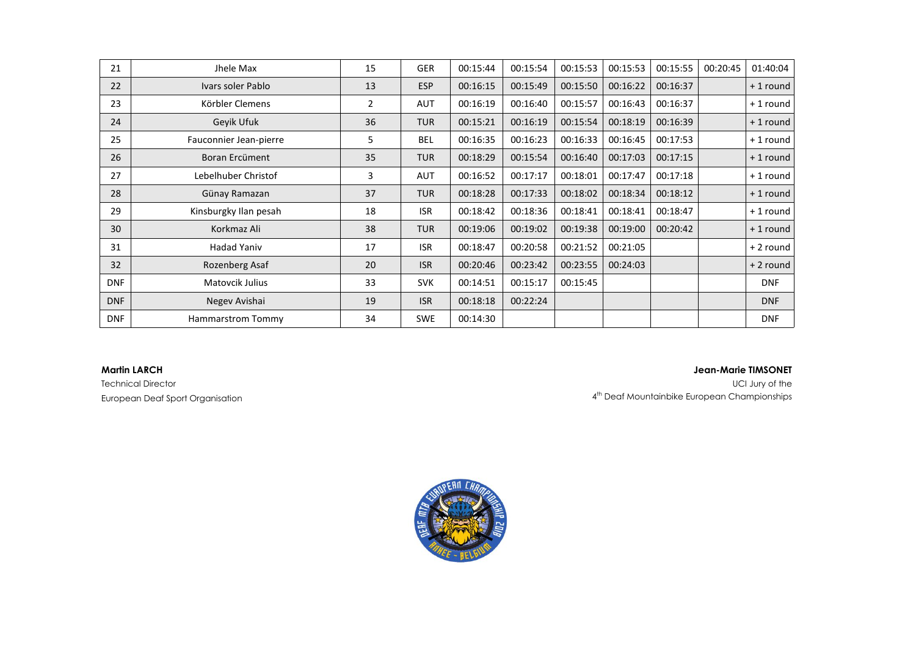| | | | | | | | | | | |
|---|---|---|---|---|---|---|---|---|---|---|
| 21 | Jhele Max | 15 | GER | 00:15:44 | 00:15:54 | 00:15:53 | 00:15:53 | 00:15:55 | 00:20:45 | 01:40:04 |
| 22 | Ivars soler Pablo | 13 | ESP | 00:16:15 | 00:15:49 | 00:15:50 | 00:16:22 | 00:16:37 | | + 1 round |
| 23 | Körbler Clemens | 2 | AUT | 00:16:19 | 00:16:40 | 00:15:57 | 00:16:43 | 00:16:37 | | + 1 round |
| 24 | Geyik Ufuk | 36 | TUR | 00:15:21 | 00:16:19 | 00:15:54 | 00:18:19 | 00:16:39 | | + 1 round |
| 25 | Fauconnier Jean-pierre | 5 | BEL | 00:16:35 | 00:16:23 | 00:16:33 | 00:16:45 | 00:17:53 | | + 1 round |
| 26 | Boran Ercüment | 35 | TUR | 00:18:29 | 00:15:54 | 00:16:40 | 00:17:03 | 00:17:15 | | + 1 round |
| 27 | Lebelhuber Christof | 3 | AUT | 00:16:52 | 00:17:17 | 00:18:01 | 00:17:47 | 00:17:18 | | + 1 round |
| 28 | Günay Ramazan | 37 | TUR | 00:18:28 | 00:17:33 | 00:18:02 | 00:18:34 | 00:18:12 | | + 1 round |
| 29 | Kinsburgky Ilan pesah | 18 | ISR | 00:18:42 | 00:18:36 | 00:18:41 | 00:18:41 | 00:18:47 | | + 1 round |
| 30 | Korkmaz Ali | 38 | TUR | 00:19:06 | 00:19:02 | 00:19:38 | 00:19:00 | 00:20:42 | | + 1 round |
| 31 | Hadad Yaniv | 17 | ISR | 00:18:47 | 00:20:58 | 00:21:52 | 00:21:05 | | | + 2 round |
| 32 | Rozenberg Asaf | 20 | ISR | 00:20:46 | 00:23:42 | 00:23:55 | 00:24:03 | | | + 2 round |
| DNF | Matovcik Julius | 33 | SVK | 00:14:51 | 00:15:17 | 00:15:45 | | | | DNF |
| DNF | Negev Avishai | 19 | ISR | 00:18:18 | 00:22:24 | | | | | DNF |
| DNF | Hammarstrom Tommy | 34 | SWE | 00:14:30 | | | | | | DNF |

**Martin LARCH**
Technical Director
European Deaf Sport Organisation

**Jean-Marie TIMSONET**
UCI Jury of the
4th Deaf Mountainbike European Championships